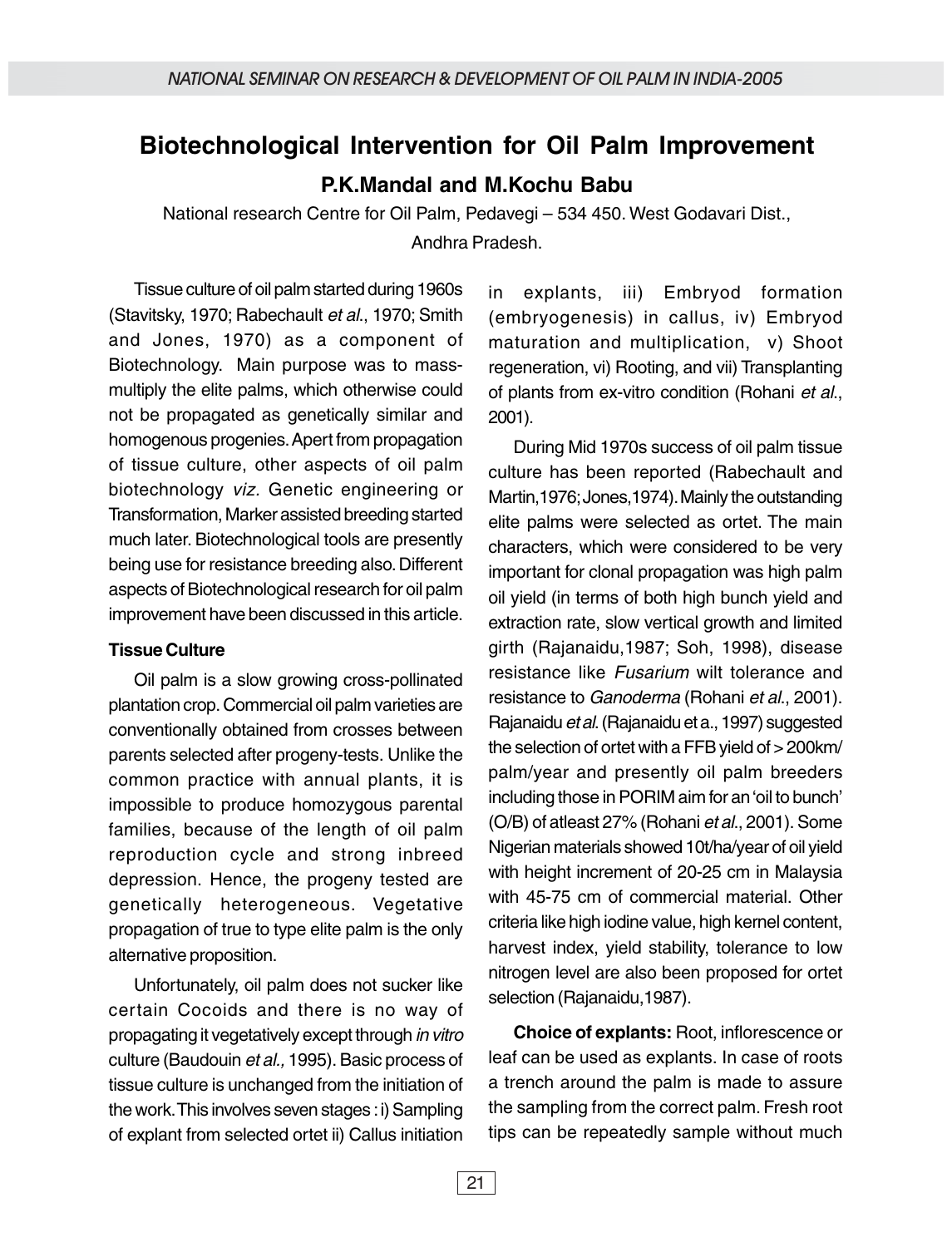# Biotechnological Intervention for Oil Palm Improvement

**P.K.Mandal and M.Kochu Babu**

National research Centre for Oil Palm, Pedavegi – 534 450. West Godavari Dist., Andhra Pradesh.

Tissue culture of oil palm started during 1960s (Stavitsky, 1970; Rabechault *et al*., 1970; Smith and Jones, 1970) as a component of Biotechnology. Main purpose was to mass-multiply the elite palms, which otherwise could not be propagated as genetically similar and homogenous progenies. Apert from propagation of tissue culture, other aspects of oil palm biotechnology *viz.* Genetic engineering or Transformation, Marker assisted breeding started much later. Biotechnological tools are presently being use for resistance breeding also. Different aspects of Biotechnological research for oil palm improvement have been discussed in this article.

### Tissue Culture

Oil palm is a slow growing cross-pollinated plantation crop. Commercial oil palm varieties are conventionally obtained from crosses between parents selected after progeny-tests. Unlike the common practice with annual plants, it is impossible to produce homozygous parental families, because of the length of oil palm reproduction cycle and strong inbreed depression. Hence, the progeny tested are genetically heterogeneous. Vegetative propagation of true to type elite palm is the only alternative proposition.

Unfortunately, oil palm does not sucker like certain Cocoids and there is no way of propagating it vegetatively except through *in vitro* culture (Baudouin *et al.,* 1995). Basic process of tissue culture is unchanged from the initiation of the work. This involves seven stages : i) Sampling of explant from selected ortet ii) Callus initiation in explants, iii) Embryod formation (embryogenesis) in callus, iv) Embryod maturation and multiplication, v) Shoot regeneration, vi) Rooting, and vii) Transplanting of plants from ex-vitro condition (Rohani *et al*., 2001).

During Mid 1970s success of oil palm tissue culture has been reported (Rabechault and Martin,1976; Jones,1974). Mainly the outstanding elite palms were selected as ortet. The main characters, which were considered to be very important for clonal propagation was high palm oil yield (in terms of both high bunch yield and extraction rate, slow vertical growth and limited girth (Rajanaidu,1987; Soh, 1998), disease resistance like *Fusarium* wilt tolerance and resistance to *Ganoderma* (Rohani *et al*., 2001). Rajanaidu *et al*. (Rajanaidu et a., 1997) suggested the selection of ortet with a FFB yield of > 200km/ palm/year and presently oil palm breeders including those in PORIM aim for an 'oil to bunch' (O/B) of atleast 27% (Rohani *et al*., 2001). Some Nigerian materials showed 10t/ha/year of oil yield with height increment of 20-25 cm in Malaysia with 45-75 cm of commercial material. Other criteria like high iodine value, high kernel content, harvest index, yield stability, tolerance to low nitrogen level are also been proposed for ortet selection (Rajanaidu,1987).

**Choice of explants:** Root, inflorescence or leaf can be used as explants. In case of roots a trench around the palm is made to assure the sampling from the correct palm. Fresh root tips can be repeatedly sample without much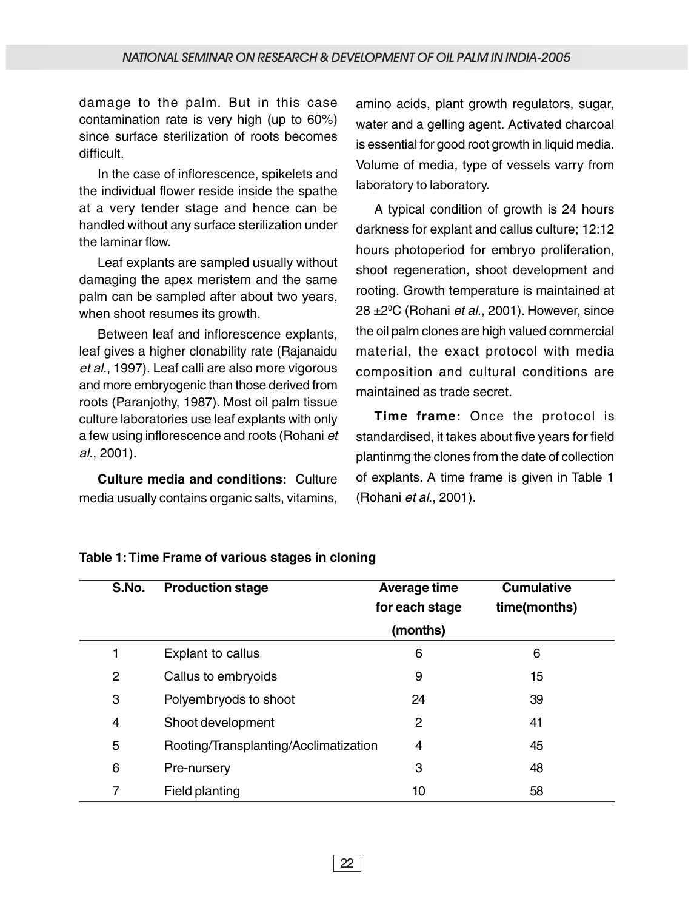damage to the palm. But in this case contamination rate is very high (up to 60%) since surface sterilization of roots becomes difficult.

In the case of inflorescence, spikelets and the individual flower reside inside the spathe at a very tender stage and hence can be handled without any surface sterilization under the laminar flow.

Leaf explants are sampled usually without damaging the apex meristem and the same palm can be sampled after about two years, when shoot resumes its growth.

Between leaf and inflorescence explants, leaf gives a higher clonability rate (Rajanaidu *et al*., 1997). Leaf calli are also more vigorous and more embryogenic than those derived from roots (Paranjothy, 1987). Most oil palm tissue culture laboratories use leaf explants with only a few using inflorescence and roots (Rohani *et al*., 2001).

**Culture media and conditions:** Culture media usually contains organic salts, vitamins, amino acids, plant growth regulators, sugar, water and a gelling agent. Activated charcoal is essential for good root growth in liquid media. Volume of media, type of vessels varry from laboratory to laboratory.

A typical condition of growth is 24 hours darkness for explant and callus culture; 12:12 hours photoperiod for embryo proliferation, shoot regeneration, shoot development and rooting. Growth temperature is maintained at 28 ±2$^0$C (Rohani *et al*., 2001). However, since the oil palm clones are high valued commercial material, the exact protocol with media composition and cultural conditions are maintained as trade secret.

**Time frame:** Once the protocol is standardised, it takes about five years for field plantinmg the clones from the date of collection of explants. A time frame is given in Table 1 (Rohani *et al*., 2001).

**Table 1: Time Frame of various stages in cloning**

| S.No. | Production stage | Average time for each stage (months) | Cumulative time(months) |
|---|---|---|---|
| 1 | Explant to callus | 6 | 6 |
| 2 | Callus to embryoids | 9 | 15 |
| 3 | Polyembryods to shoot | 24 | 39 |
| 4 | Shoot development | 2 | 41 |
| 5 | Rooting/Transplanting/Acclimatization | 4 | 45 |
| 6 | Pre-nursery | 3 | 48 |
| 7 | Field planting | 10 | 58 |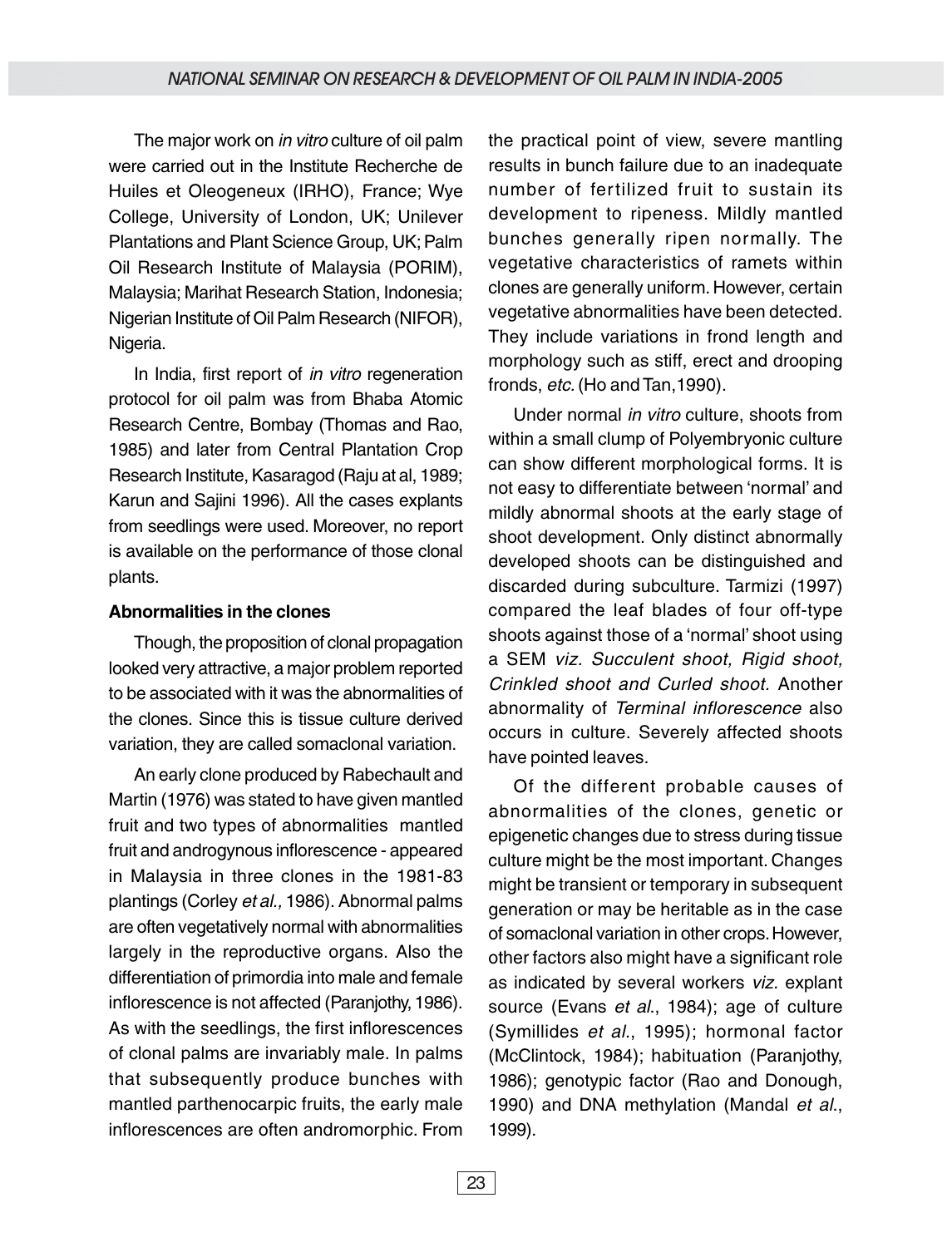The major work on *in vitro* culture of oil palm were carried out in the Institute Recherche de Huiles et Oleogeneux (IRHO), France; Wye College, University of London, UK; Unilever Plantations and Plant Science Group, UK; Palm Oil Research Institute of Malaysia (PORIM), Malaysia; Marihat Research Station, Indonesia; Nigerian Institute of Oil Palm Research (NIFOR), Nigeria.

In India, first report of *in vitro* regeneration protocol for oil palm was from Bhaba Atomic Research Centre, Bombay (Thomas and Rao, 1985) and later from Central Plantation Crop Research Institute, Kasaragod (Raju at al, 1989; Karun and Sajini 1996). All the cases explants from seedlings were used. Moreover, no report is available on the performance of those clonal plants.

**Abnormalities in the clones**

Though, the proposition of clonal propagation looked very attractive, a major problem reported to be associated with it was the abnormalities of the clones. Since this is tissue culture derived variation, they are called somaclonal variation.

An early clone produced by Rabechault and Martin (1976) was stated to have given mantled fruit and two types of abnormalities mantled fruit and androgynous inflorescence - appeared in Malaysia in three clones in the 1981-83 plantings (Corley *et al.,* 1986). Abnormal palms are often vegetatively normal with abnormalities largely in the reproductive organs. Also the differentiation of primordia into male and female inflorescence is not affected (Paranjothy, 1986). As with the seedlings, the first inflorescences of clonal palms are invariably male. In palms that subsequently produce bunches with mantled parthenocarpic fruits, the early male inflorescences are often andromorphic. From the practical point of view, severe mantling results in bunch failure due to an inadequate number of fertilized fruit to sustain its development to ripeness. Mildly mantled bunches generally ripen normally. The vegetative characteristics of ramets within clones are generally uniform. However, certain vegetative abnormalities have been detected. They include variations in frond length and morphology such as stiff, erect and drooping fronds, *etc.* (Ho and Tan,1990).

Under normal *in vitro* culture, shoots from within a small clump of Polyembryonic culture can show different morphological forms. It is not easy to differentiate between 'normal' and mildly abnormal shoots at the early stage of shoot development. Only distinct abnormally developed shoots can be distinguished and discarded during subculture. Tarmizi (1997) compared the leaf blades of four off-type shoots against those of a 'normal' shoot using a SEM *viz. Succulent shoot, Rigid shoot, Crinkled shoot and Curled shoot.* Another abnormality of *Terminal inflorescence* also occurs in culture. Severely affected shoots have pointed leaves.

Of the different probable causes of abnormalities of the clones, genetic or epigenetic changes due to stress during tissue culture might be the most important. Changes might be transient or temporary in subsequent generation or may be heritable as in the case of somaclonal variation in other crops. However, other factors also might have a significant role as indicated by several workers *viz.* explant source (Evans *et al.*, 1984); age of culture (Symillides *et al.*, 1995); hormonal factor (McClintock, 1984); habituation (Paranjothy, 1986); genotypic factor (Rao and Donough, 1990) and DNA methylation (Mandal *et al.*, 1999).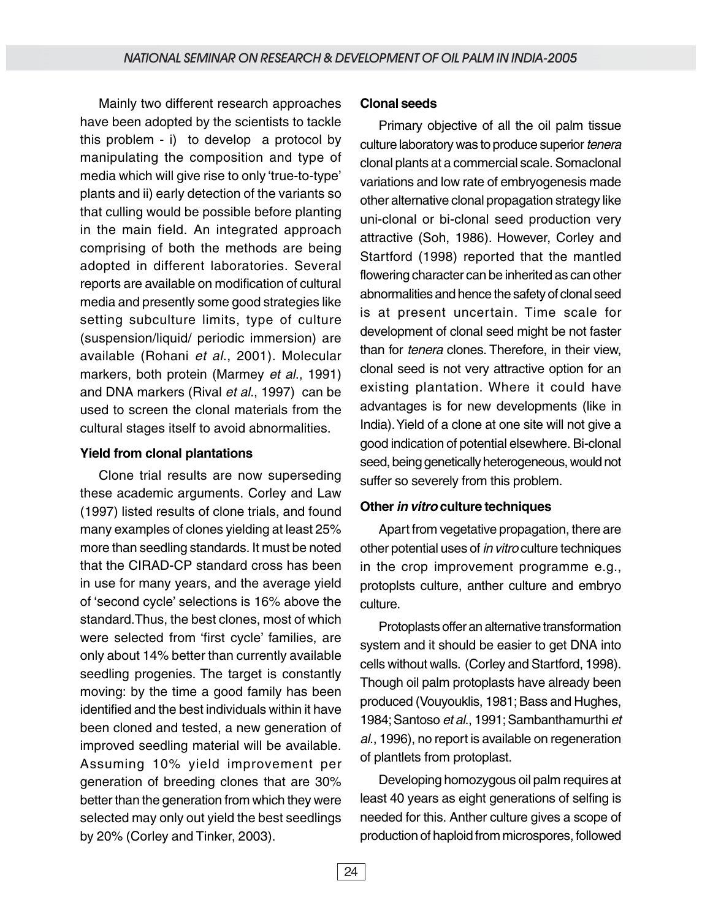Mainly two different research approaches have been adopted by the scientists to tackle this problem - i) to develop a protocol by manipulating the composition and type of media which will give rise to only 'true-to-type' plants and ii) early detection of the variants so that culling would be possible before planting in the main field. An integrated approach comprising of both the methods are being adopted in different laboratories. Several reports are available on modification of cultural media and presently some good strategies like setting subculture limits, type of culture (suspension/liquid/ periodic immersion) are available (Rohani *et al*., 2001). Molecular markers, both protein (Marmey *et al*., 1991) and DNA markers (Rival *et al*., 1997) can be used to screen the clonal materials from the cultural stages itself to avoid abnormalities.

**Yield from clonal plantations**

Clone trial results are now superseding these academic arguments. Corley and Law (1997) listed results of clone trials, and found many examples of clones yielding at least 25% more than seedling standards. It must be noted that the CIRAD-CP standard cross has been in use for many years, and the average yield of 'second cycle' selections is 16% above the standard.Thus, the best clones, most of which were selected from 'first cycle' families, are only about 14% better than currently available seedling progenies. The target is constantly moving: by the time a good family has been identified and the best individuals within it have been cloned and tested, a new generation of improved seedling material will be available. Assuming 10% yield improvement per generation of breeding clones that are 30% better than the generation from which they were selected may only out yield the best seedlings by 20% (Corley and Tinker, 2003).

**Clonal seeds**

Primary objective of all the oil palm tissue culture laboratory was to produce superior *tenera* clonal plants at a commercial scale. Somaclonal variations and low rate of embryogenesis made other alternative clonal propagation strategy like uni-clonal or bi-clonal seed production very attractive (Soh, 1986). However, Corley and Startford (1998) reported that the mantled flowering character can be inherited as can other abnormalities and hence the safety of clonal seed is at present uncertain. Time scale for development of clonal seed might be not faster than for *tenera* clones. Therefore, in their view, clonal seed is not very attractive option for an existing plantation. Where it could have advantages is for new developments (like in India). Yield of a clone at one site will not give a good indication of potential elsewhere. Bi-clonal seed, being genetically heterogeneous, would not suffer so severely from this problem.

**Other *in vitro* culture techniques**

Apart from vegetative propagation, there are other potential uses of *in vitro* culture techniques in the crop improvement programme e.g., protoplsts culture, anther culture and embryo culture.

Protoplasts offer an alternative transformation system and it should be easier to get DNA into cells without walls. (Corley and Startford, 1998). Though oil palm protoplasts have already been produced (Vouyouklis, 1981; Bass and Hughes, 1984; Santoso *et al*., 1991; Sambanthamurthi *et al*., 1996), no report is available on regeneration of plantlets from protoplast.

Developing homozygous oil palm requires at least 40 years as eight generations of selfing is needed for this. Anther culture gives a scope of production of haploid from microspores, followed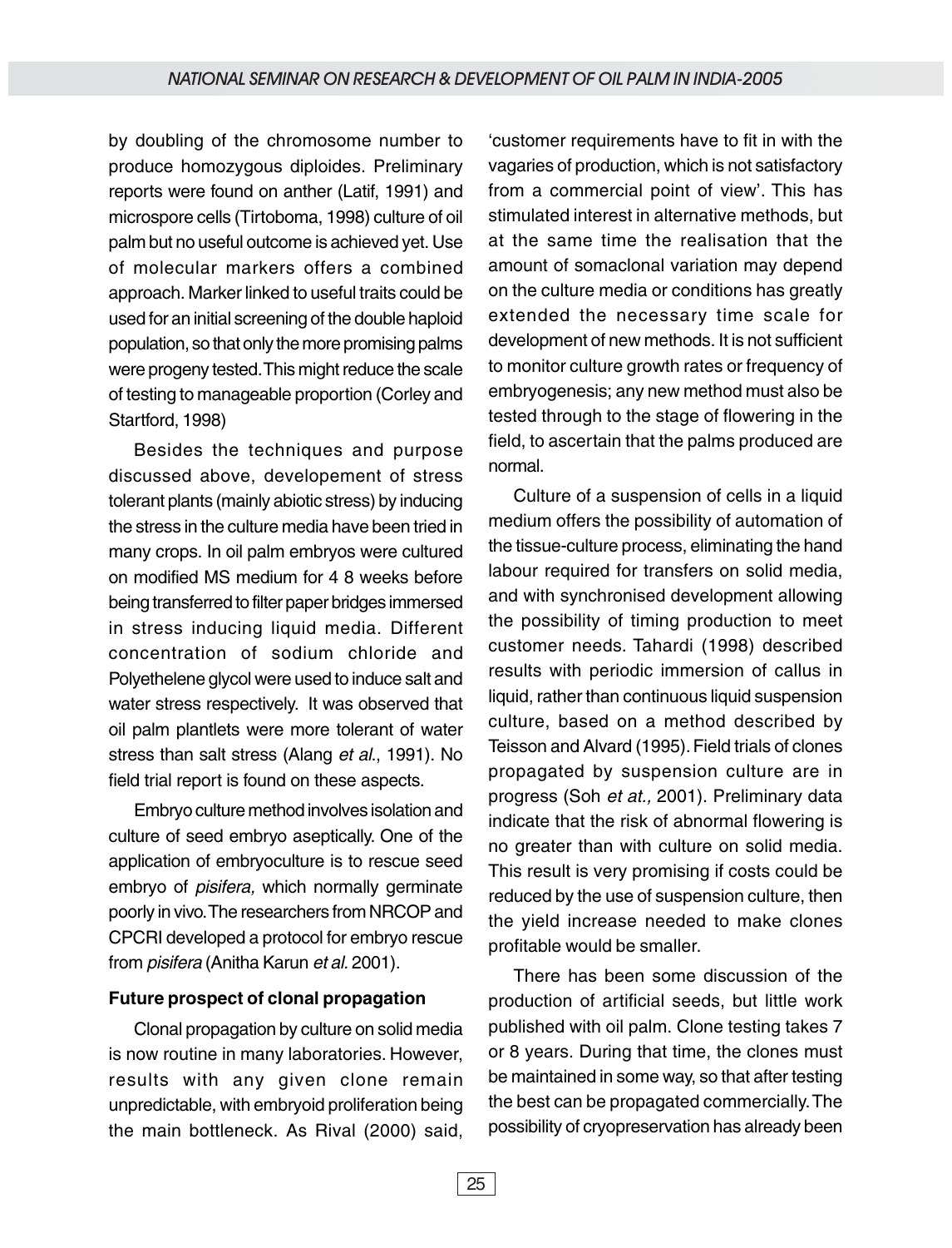by doubling of the chromosome number to produce homozygous diploides. Preliminary reports were found on anther (Latif, 1991) and microspore cells (Tirtoboma, 1998) culture of oil palm but no useful outcome is achieved yet. Use of molecular markers offers a combined approach. Marker linked to useful traits could be used for an initial screening of the double haploid population, so that only the more promising palms were progeny tested. This might reduce the scale of testing to manageable proportion (Corley and Startford, 1998)

Besides the techniques and purpose discussed above, developement of stress tolerant plants (mainly abiotic stress) by inducing the stress in the culture media have been tried in many crops. In oil palm embryos were cultured on modified MS medium for 4 8 weeks before being transferred to filter paper bridges immersed in stress inducing liquid media. Different concentration of sodium chloride and Polyethelene glycol were used to induce salt and water stress respectively. It was observed that oil palm plantlets were more tolerant of water stress than salt stress (Alang *et al*., 1991). No field trial report is found on these aspects.

Embryo culture method involves isolation and culture of seed embryo aseptically. One of the application of embryoculture is to rescue seed embryo of *pisifera,* which normally germinate poorly in vivo. The researchers from NRCOP and CPCRI developed a protocol for embryo rescue from *pisifera* (Anitha Karun *et al.* 2001).

### Future prospect of clonal propagation

Clonal propagation by culture on solid media is now routine in many laboratories. However, results with any given clone remain unpredictable, with embryoid proliferation being the main bottleneck. As Rival (2000) said, 'customer requirements have to fit in with the vagaries of production, which is not satisfactory from a commercial point of view'. This has stimulated interest in alternative methods, but at the same time the realisation that the amount of somaclonal variation may depend on the culture media or conditions has greatly extended the necessary time scale for development of new methods. It is not sufficient to monitor culture growth rates or frequency of embryogenesis; any new method must also be tested through to the stage of flowering in the field, to ascertain that the palms produced are normal.

Culture of a suspension of cells in a liquid medium offers the possibility of automation of the tissue-culture process, eliminating the hand labour required for transfers on solid media, and with synchronised development allowing the possibility of timing production to meet customer needs. Tahardi (1998) described results with periodic immersion of callus in liquid, rather than continuous liquid suspension culture, based on a method described by Teisson and Alvard (1995). Field trials of clones propagated by suspension culture are in progress (Soh *et at.,* 2001). Preliminary data indicate that the risk of abnormal flowering is no greater than with culture on solid media. This result is very promising if costs could be reduced by the use of suspension culture, then the yield increase needed to make clones profitable would be smaller.

There has been some discussion of the production of artificial seeds, but little work published with oil palm. Clone testing takes 7 or 8 years. During that time, the clones must be maintained in some way, so that after testing the best can be propagated commercially. The possibility of cryopreservation has already been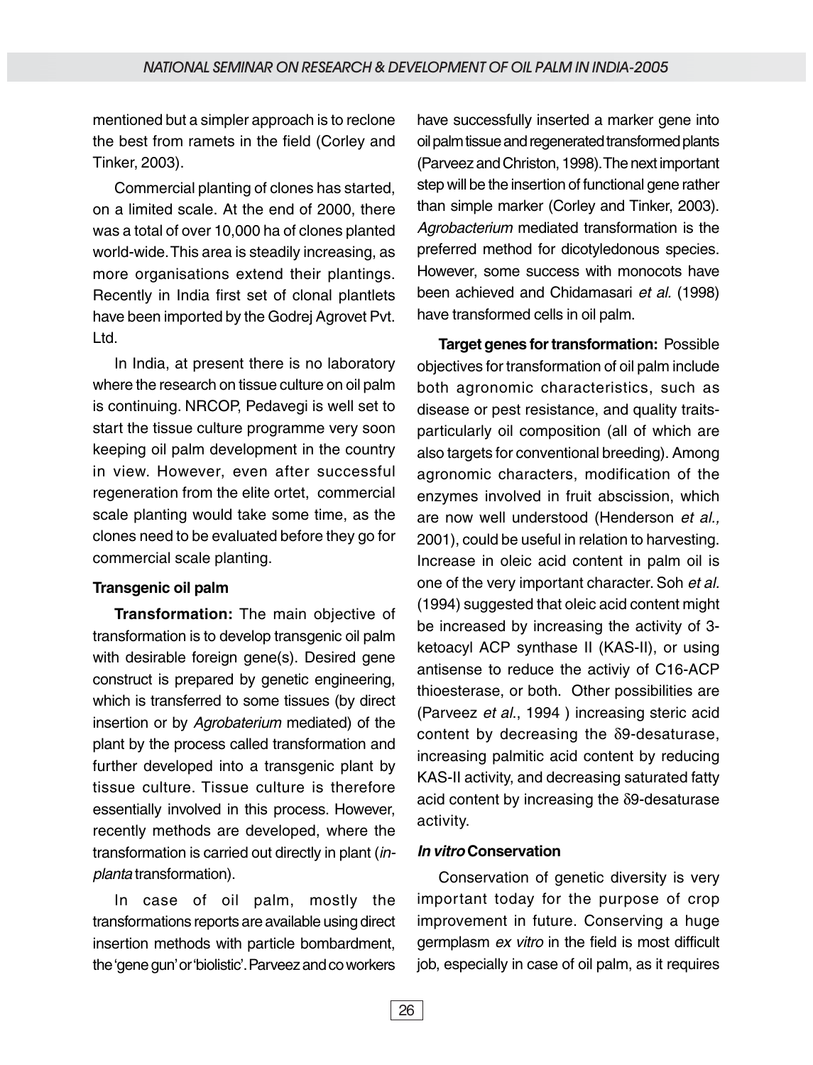mentioned but a simpler approach is to reclone the best from ramets in the field (Corley and Tinker, 2003).

Commercial planting of clones has started, on a limited scale. At the end of 2000, there was a total of over 10,000 ha of clones planted world-wide. This area is steadily increasing, as more organisations extend their plantings. Recently in India first set of clonal plantlets have been imported by the Godrej Agrovet Pvt. Ltd.

In India, at present there is no laboratory where the research on tissue culture on oil palm is continuing. NRCOP, Pedavegi is well set to start the tissue culture programme very soon keeping oil palm development in the country in view. However, even after successful regeneration from the elite ortet, commercial scale planting would take some time, as the clones need to be evaluated before they go for commercial scale planting.

#### Transgenic oil palm

**Transformation:** The main objective of transformation is to develop transgenic oil palm with desirable foreign gene(s). Desired gene construct is prepared by genetic engineering, which is transferred to some tissues (by direct insertion or by *Agrobaterium* mediated) of the plant by the process called transformation and further developed into a transgenic plant by tissue culture. Tissue culture is therefore essentially involved in this process. However, recently methods are developed, where the transformation is carried out directly in plant (*in-planta* transformation).

In case of oil palm, mostly the transformations reports are available using direct insertion methods with particle bombardment, the 'gene gun' or 'biolistic'. Parveez and co workers have successfully inserted a marker gene into oil palm tissue and regenerated transformed plants (Parveez and Christon, 1998). The next important step will be the insertion of functional gene rather than simple marker (Corley and Tinker, 2003). *Agrobacterium* mediated transformation is the preferred method for dicotyledonous species. However, some success with monocots have been achieved and Chidamasari *et al.* (1998) have transformed cells in oil palm.

**Target genes for transformation:** Possible objectives for transformation of oil palm include both agronomic characteristics, such as disease or pest resistance, and quality traits-particularly oil composition (all of which are also targets for conventional breeding). Among agronomic characters, modification of the enzymes involved in fruit abscission, which are now well understood (Henderson *et al.,* 2001), could be useful in relation to harvesting. Increase in oleic acid content in palm oil is one of the very important character. Soh *et al.* (1994) suggested that oleic acid content might be increased by increasing the activity of 3-ketoacyl ACP synthase II (KAS-II), or using antisense to reduce the activiy of C16-ACP thioesterase, or both. Other possibilities are (Parveez *et al.*, 1994 ) increasing steric acid content by decreasing the $\delta$9-desaturase, increasing palmitic acid content by reducing KAS-II activity, and decreasing saturated fatty acid content by increasing the $\delta$9-desaturase activity.

#### *In vitro* Conservation

Conservation of genetic diversity is very important today for the purpose of crop improvement in future. Conserving a huge germplasm *ex vitro* in the field is most difficult job, especially in case of oil palm, as it requires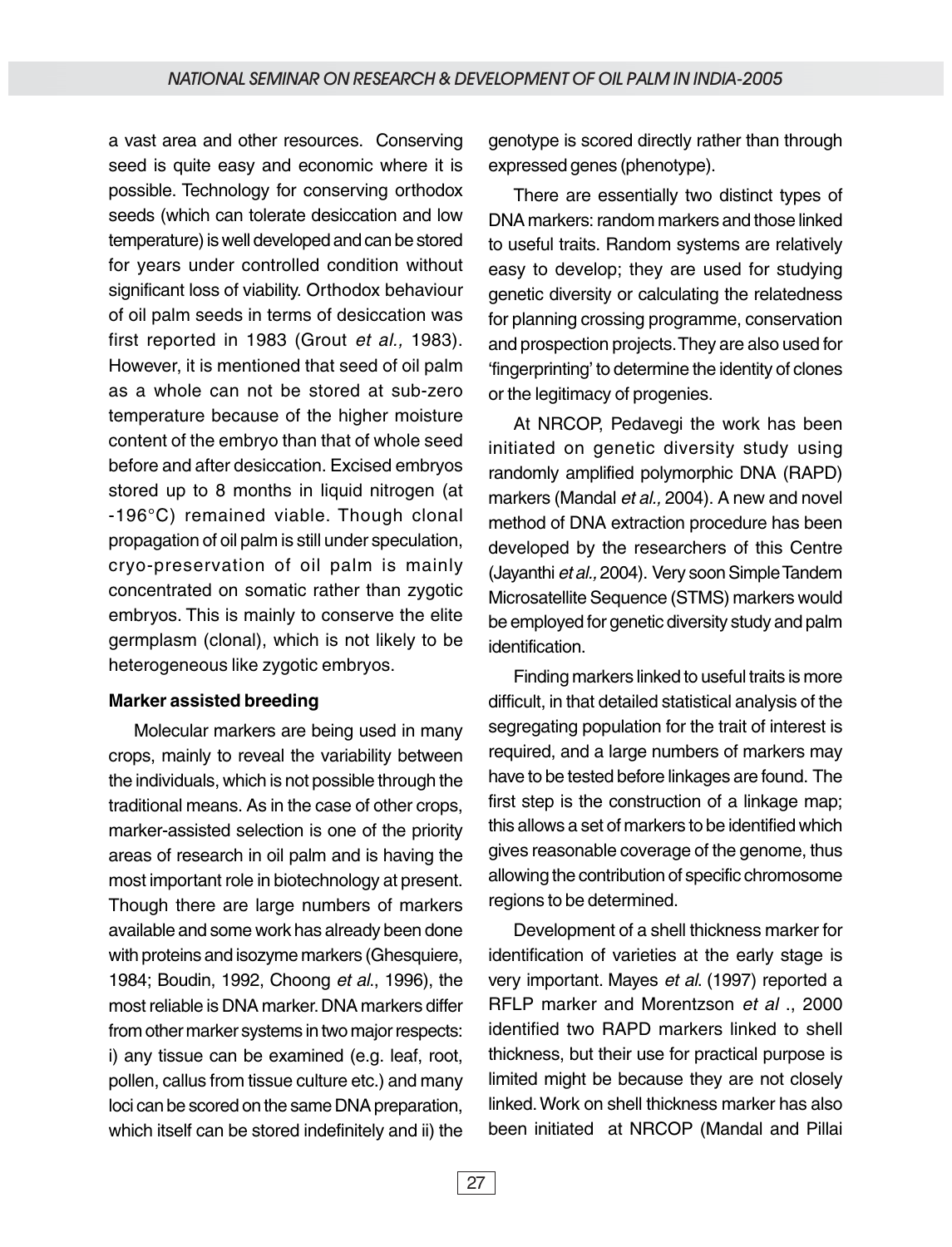a vast area and other resources. Conserving seed is quite easy and economic where it is possible. Technology for conserving orthodox seeds (which can tolerate desiccation and low temperature) is well developed and can be stored for years under controlled condition without significant loss of viability. Orthodox behaviour of oil palm seeds in terms of desiccation was first reported in 1983 (Grout *et al.,* 1983). However, it is mentioned that seed of oil palm as a whole can not be stored at sub-zero temperature because of the higher moisture content of the embryo than that of whole seed before and after desiccation. Excised embryos stored up to 8 months in liquid nitrogen (at -196°C) remained viable. Though clonal propagation of oil palm is still under speculation, cryo-preservation of oil palm is mainly concentrated on somatic rather than zygotic embryos. This is mainly to conserve the elite germplasm (clonal), which is not likely to be heterogeneous like zygotic embryos.

**Marker assisted breeding**

Molecular markers are being used in many crops, mainly to reveal the variability between the individuals, which is not possible through the traditional means. As in the case of other crops, marker-assisted selection is one of the priority areas of research in oil palm and is having the most important role in biotechnology at present. Though there are large numbers of markers available and some work has already been done with proteins and isozyme markers (Ghesquiere, 1984; Boudin, 1992, Choong *et al*., 1996), the most reliable is DNA marker. DNA markers differ from other marker systems in two major respects: i) any tissue can be examined (e.g. leaf, root, pollen, callus from tissue culture etc.) and many loci can be scored on the same DNA preparation, which itself can be stored indefinitely and ii) the genotype is scored directly rather than through expressed genes (phenotype).

There are essentially two distinct types of DNA markers: random markers and those linked to useful traits. Random systems are relatively easy to develop; they are used for studying genetic diversity or calculating the relatedness for planning crossing programme, conservation and prospection projects. They are also used for 'fingerprinting' to determine the identity of clones or the legitimacy of progenies.

At NRCOP, Pedavegi the work has been initiated on genetic diversity study using randomly amplified polymorphic DNA (RAPD) markers (Mandal *et al.,* 2004). A new and novel method of DNA extraction procedure has been developed by the researchers of this Centre (Jayanthi *et al.,* 2004). Very soon Simple Tandem Microsatellite Sequence (STMS) markers would be employed for genetic diversity study and palm identification.

Finding markers linked to useful traits is more difficult, in that detailed statistical analysis of the segregating population for the trait of interest is required, and a large numbers of markers may have to be tested before linkages are found. The first step is the construction of a linkage map; this allows a set of markers to be identified which gives reasonable coverage of the genome, thus allowing the contribution of specific chromosome regions to be determined.

Development of a shell thickness marker for identification of varieties at the early stage is very important. Mayes *et al.* (1997) reported a RFLP marker and Morentzson *et al* ., 2000 identified two RAPD markers linked to shell thickness, but their use for practical purpose is limited might be because they are not closely linked. Work on shell thickness marker has also been initiated at NRCOP (Mandal and Pillai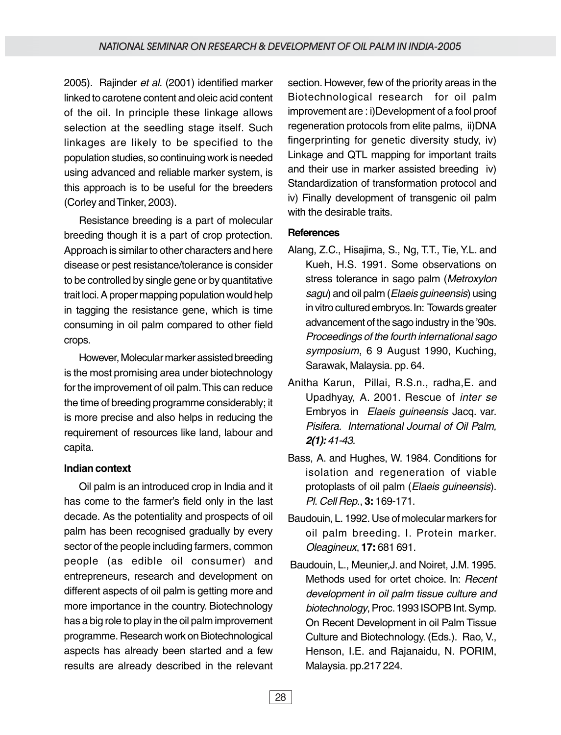2005). Rajinder *et al.* (2001) identified marker linked to carotene content and oleic acid content of the oil. In principle these linkage allows selection at the seedling stage itself. Such linkages are likely to be specified to the population studies, so continuing work is needed using advanced and reliable marker system, is this approach is to be useful for the breeders (Corley and Tinker, 2003).

Resistance breeding is a part of molecular breeding though it is a part of crop protection. Approach is similar to other characters and here disease or pest resistance/tolerance is consider to be controlled by single gene or by quantitative trait loci. A proper mapping population would help in tagging the resistance gene, which is time consuming in oil palm compared to other field crops.

However, Molecular marker assisted breeding is the most promising area under biotechnology for the improvement of oil palm. This can reduce the time of breeding programme considerably; it is more precise and also helps in reducing the requirement of resources like land, labour and capita.

**Indian context**

Oil palm is an introduced crop in India and it has come to the farmer's field only in the last decade. As the potentiality and prospects of oil palm has been recognised gradually by every sector of the people including farmers, common people (as edible oil consumer) and entrepreneurs, research and development on different aspects of oil palm is getting more and more importance in the country. Biotechnology has a big role to play in the oil palm improvement programme. Research work on Biotechnological aspects has already been started and a few results are already described in the relevant section. However, few of the priority areas in the Biotechnological research for oil palm improvement are : i)Development of a fool proof regeneration protocols from elite palms, ii)DNA fingerprinting for genetic diversity study, iv) Linkage and QTL mapping for important traits and their use in marker assisted breeding iv) Standardization of transformation protocol and iv) Finally development of transgenic oil palm with the desirable traits.

**References**

Alang, Z.C., Hisajima, S., Ng, T.T., Tie, Y.L. and Kueh, H.S. 1991. Some observations on stress tolerance in sago palm (*Metroxylon sagu*) and oil palm (*Elaeis guineensis*) using in vitro cultured embryos. In: Towards greater advancement of the sago industry in the '90s. *Proceedings of the fourth international sago symposium*, 6 9 August 1990, Kuching, Sarawak, Malaysia. pp. 64.

Anitha Karun, Pillai, R.S.n., radha,E. and Upadhyay, A. 2001. Rescue of *inter se* Embryos in *Elaeis guineensis* Jacq. var. *Pisifera. International Journal of Oil Palm,* ***2(1):*** *41-43.*

Bass, A. and Hughes, W. 1984. Conditions for isolation and regeneration of viable protoplasts of oil palm (*Elaeis guineensis*). *Pl. Cell Rep.*, **3:** 169-171.

Baudouin, L. 1992. Use of molecular markers for oil palm breeding. I. Protein marker. *Oleagineux*, **17:** 681 691.

Baudouin, L., Meunier,J. and Noiret, J.M. 1995. Methods used for ortet choice. In: *Recent development in oil palm tissue culture and biotechnology*, Proc. 1993 ISOPB Int. Symp. On Recent Development in oil Palm Tissue Culture and Biotechnology. (Eds.). Rao, V., Henson, I.E. and Rajanaidu, N. PORIM, Malaysia. pp.217 224.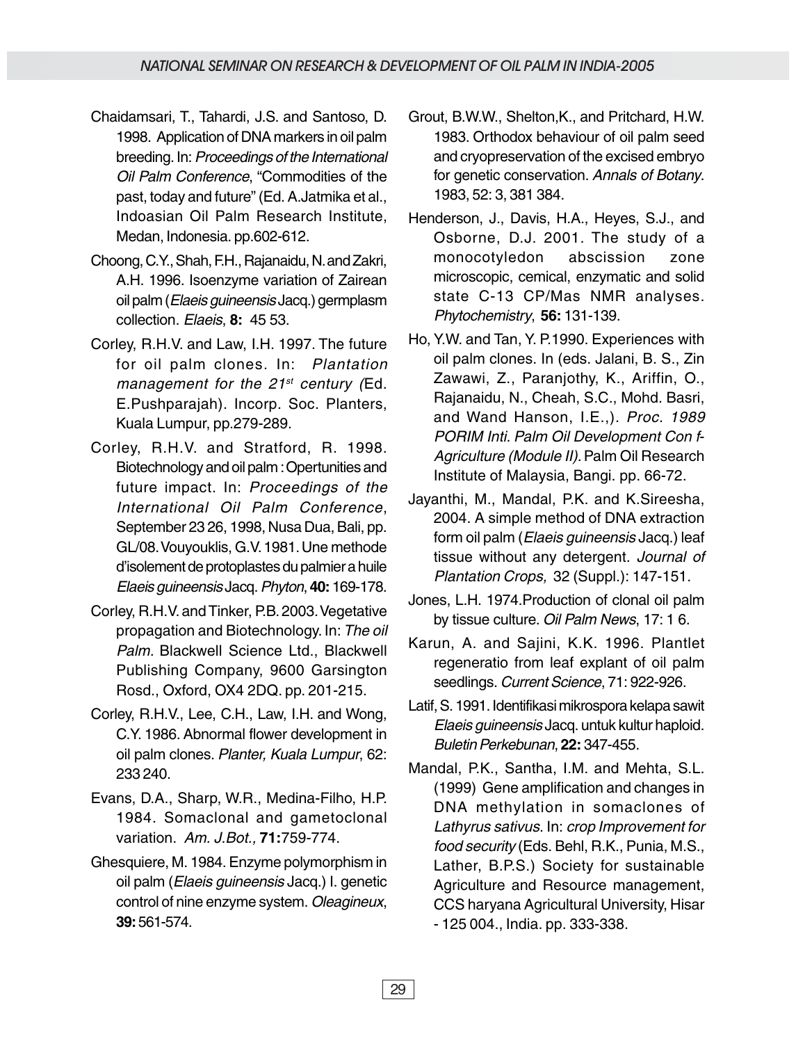Chaidamsari, T., Tahardi, J.S. and Santoso, D. 1998. Application of DNA markers in oil palm breeding. In: *Proceedings of the International Oil Palm Conference*, "Commodities of the past, today and future" (Ed. A.Jatmika et al., Indoasian Oil Palm Research Institute, Medan, Indonesia. pp.602-612.

Choong, C.Y., Shah, F.H., Rajanaidu, N. and Zakri, A.H. 1996. Isoenzyme variation of Zairean oil palm (*Elaeis guineensis* Jacq.) germplasm collection. *Elaeis*, **8:** 45 53.

Corley, R.H.V. and Law, I.H. 1997. The future for oil palm clones. In: *Plantation management for the 21st century (*Ed. E.Pushparajah). Incorp. Soc. Planters, Kuala Lumpur, pp.279-289.

Corley, R.H.V. and Stratford, R. 1998. Biotechnology and oil palm : Opertunities and future impact. In: *Proceedings of the International Oil Palm Conference*, September 23 26, 1998, Nusa Dua, Bali, pp. GL/08. Vouyouklis, G.V. 1981. Une methode d'isolement de protoplastes du palmier a huile *Elaeis guineensis* Jacq. *Phyton*, **40:** 169-178.

Corley, R.H.V. and Tinker, P.B. 2003. Vegetative propagation and Biotechnology. In: *The oil Palm*. Blackwell Science Ltd., Blackwell Publishing Company, 9600 Garsington Rosd., Oxford, OX4 2DQ. pp. 201-215.

Corley, R.H.V., Lee, C.H., Law, I.H. and Wong, C.Y. 1986. Abnormal flower development in oil palm clones. *Planter, Kuala Lumpur*, 62: 233 240.

Evans, D.A., Sharp, W.R., Medina-Filho, H.P. 1984. Somaclonal and gametoclonal variation. *Am. J.Bot.,* **71:**759-774.

Ghesquiere, M. 1984. Enzyme polymorphism in oil palm (*Elaeis guineensis* Jacq.) I. genetic control of nine enzyme system. *Oleagineux*, **39:** 561-574.

Grout, B.W.W., Shelton,K., and Pritchard, H.W. 1983. Orthodox behaviour of oil palm seed and cryopreservation of the excised embryo for genetic conservation. *Annals of Botany*. 1983, 52: 3, 381 384.

Henderson, J., Davis, H.A., Heyes, S.J., and Osborne, D.J. 2001. The study of a monocotyledon abscission zone microscopic, cemical, enzymatic and solid state C-13 CP/Mas NMR analyses. *Phytochemistry*, **56:** 131-139.

Ho, Y.W. and Tan, Y. P.1990. Experiences with oil palm clones. In (eds. Jalani, B. S., Zin Zawawi, Z., Paranjothy, K., Ariffin, O., Rajanaidu, N., Cheah, S.C., Mohd. Basri, and Wand Hanson, I.E.,). *Proc. 1989 PORIM Inti. Palm Oil Development Con f-Agriculture (Module II).* Palm Oil Research Institute of Malaysia, Bangi. pp. 66-72.

Jayanthi, M., Mandal, P.K. and K.Sireesha, 2004. A simple method of DNA extraction form oil palm (*Elaeis guineensis* Jacq.) leaf tissue without any detergent. *Journal of Plantation Crops,* 32 (Suppl.): 147-151.

Jones, L.H. 1974.Production of clonal oil palm by tissue culture. *Oil Palm News*, 17: 1 6.

Karun, A. and Sajini, K.K. 1996. Plantlet regeneratio from leaf explant of oil palm seedlings. *Current Science*, 71: 922-926.

Latif, S. 1991. Identifikasi mikrospora kelapa sawit *Elaeis guineensis* Jacq. untuk kultur haploid. *Buletin Perkebunan*, **22:** 347-455.

Mandal, P.K., Santha, I.M. and Mehta, S.L. (1999) Gene amplification and changes in DNA methylation in somaclones of *Lathyrus sativus*. In: *crop Improvement for food security* (Eds. Behl, R.K., Punia, M.S., Lather, B.P.S.) Society for sustainable Agriculture and Resource management, CCS haryana Agricultural University, Hisar - 125 004., India. pp. 333-338.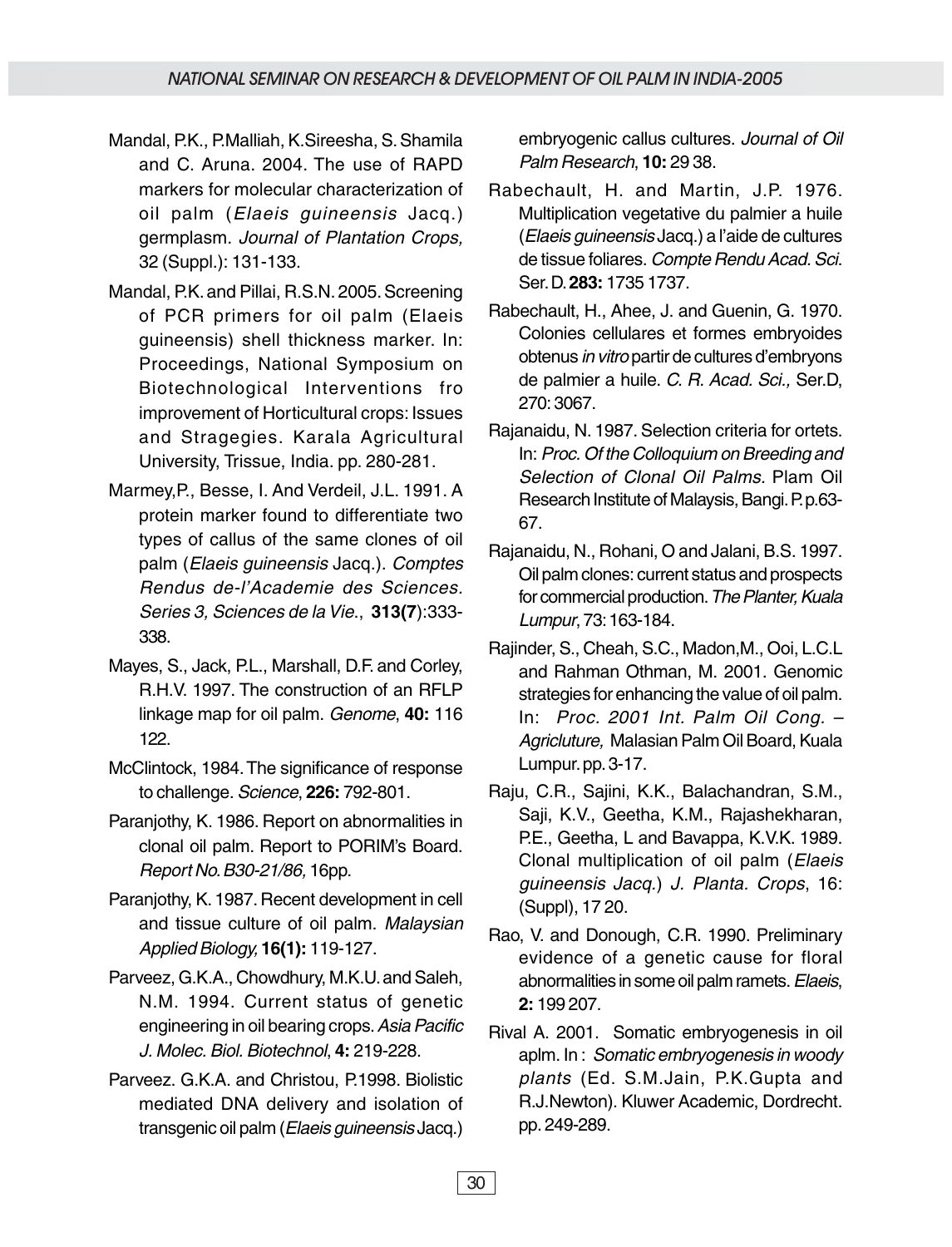Mandal, P.K., P.Malliah, K.Sireesha, S. Shamila and C. Aruna. 2004. The use of RAPD markers for molecular characterization of oil palm (*Elaeis guineensis* Jacq.) germplasm. *Journal of Plantation Crops,* 32 (Suppl.): 131-133.

Mandal, P.K. and Pillai, R.S.N. 2005. Screening of PCR primers for oil palm (Elaeis guineensis) shell thickness marker. In: Proceedings, National Symposium on Biotechnological Interventions fro improvement of Horticultural crops: Issues and Stragegies. Karala Agricultural University, Trissue, India. pp. 280-281.

Marmey,P., Besse, I. And Verdeil, J.L. 1991. A protein marker found to differentiate two types of callus of the same clones of oil palm (*Elaeis guineensis* Jacq.). *Comptes Rendus de-l'Academie des Sciences. Series 3, Sciences de la Vie.,* **313(7**):333-338.

Mayes, S., Jack, P.L., Marshall, D.F. and Corley, R.H.V. 1997. The construction of an RFLP linkage map for oil palm. *Genome*, **40:** 116 122.

McClintock, 1984. The significance of response to challenge. *Science*, **226:** 792-801.

Paranjothy, K. 1986. Report on abnormalities in clonal oil palm. Report to PORIM's Board. *Report No. B30-21/86,* 16pp.

Paranjothy, K. 1987. Recent development in cell and tissue culture of oil palm. *Malaysian Applied Biology,* **16(1):** 119-127.

Parveez, G.K.A., Chowdhury, M.K.U. and Saleh, N.M. 1994. Current status of genetic engineering in oil bearing crops. *Asia Pacific J. Molec. Biol. Biotechnol*, **4:** 219-228.

Parveez. G.K.A. and Christou, P.1998. Biolistic mediated DNA delivery and isolation of transgenic oil palm (*Elaeis guineensis* Jacq.) embryogenic callus cultures. *Journal of Oil Palm Research*, **10:** 29 38.

Rabechault, H. and Martin, J.P. 1976. Multiplication vegetative du palmier a huile (*Elaeis guineensis* Jacq.) a l'aide de cultures de tissue foliares. *Compte Rendu Acad. Sci*. Ser. D. **283:** 1735 1737.

Rabechault, H., Ahee, J. and Guenin, G. 1970. Colonies cellulares et formes embryoides obtenus *in vitro* partir de cultures d'embryons de palmier a huile. *C. R. Acad. Sci.,* Ser.D, 270: 3067.

Rajanaidu, N. 1987. Selection criteria for ortets. In: *Proc. Of the Colloquium on Breeding and Selection of Clonal Oil Palms*. Plam Oil Research Institute of Malaysis, Bangi. P. p.63-67.

Rajanaidu, N., Rohani, O and Jalani, B.S. 1997. Oil palm clones: current status and prospects for commercial production. *The Planter, Kuala Lumpur*, 73: 163-184.

Rajinder, S., Cheah, S.C., Madon,M., Ooi, L.C.L and Rahman Othman, M. 2001. Genomic strategies for enhancing the value of oil palm. In: *Proc. 2001 Int. Palm Oil Cong. – Agricluture,* Malasian Palm Oil Board, Kuala Lumpur. pp. 3-17.

Raju, C.R., Sajini, K.K., Balachandran, S.M., Saji, K.V., Geetha, K.M., Rajashekharan, P.E., Geetha, L and Bavappa, K.V.K. 1989. Clonal multiplication of oil palm (*Elaeis guineensis Jacq.*) *J. Planta. Crops*, 16: (Suppl), 17 20.

Rao, V. and Donough, C.R. 1990. Preliminary evidence of a genetic cause for floral abnormalities in some oil palm ramets. *Elaeis*, **2:** 199 207.

Rival A. 2001. Somatic embryogenesis in oil aplm. In : *Somatic embryogenesis in woody plants* (Ed. S.M.Jain, P.K.Gupta and R.J.Newton). Kluwer Academic, Dordrecht. pp. 249-289.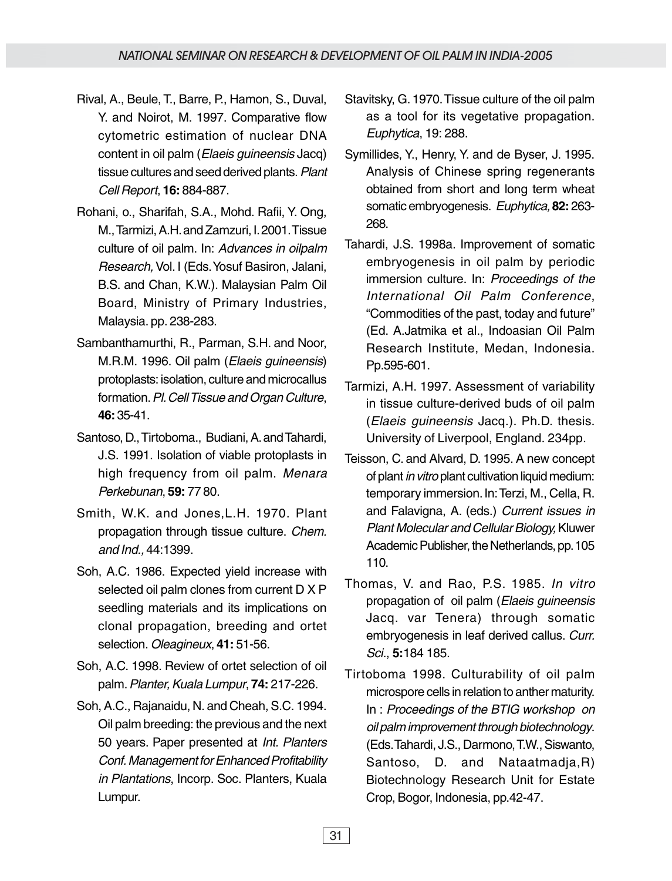Rival, A., Beule, T., Barre, P., Hamon, S., Duval, Y. and Noirot, M. 1997. Comparative flow cytometric estimation of nuclear DNA content in oil palm (*Elaeis guineensis* Jacq) tissue cultures and seed derived plants. *Plant Cell Report*, **16:** 884-887.

Rohani, o., Sharifah, S.A., Mohd. Rafii, Y. Ong, M., Tarmizi, A.H. and Zamzuri, I. 2001. Tissue culture of oil palm. In: *Advances in oilpalm Research,* Vol. I (Eds. Yosuf Basiron, Jalani, B.S. and Chan, K.W.). Malaysian Palm Oil Board, Ministry of Primary Industries, Malaysia. pp. 238-283.

Sambanthamurthi, R., Parman, S.H. and Noor, M.R.M. 1996. Oil palm (*Elaeis guineensis*) protoplasts: isolation, culture and microcallus formation. *Pl. Cell Tissue and Organ Culture*, **46:** 35-41.

Santoso, D., Tirtoboma., Budiani, A. and Tahardi, J.S. 1991. Isolation of viable protoplasts in high frequency from oil palm. *Menara Perkebunan*, **59:** 77 80.

Smith, W.K. and Jones,L.H. 1970. Plant propagation through tissue culture. *Chem. and Ind.,* 44:1399.

Soh, A.C. 1986. Expected yield increase with selected oil palm clones from current D X P seedling materials and its implications on clonal propagation, breeding and ortet selection. *Oleagineux*, **41:** 51-56.

Soh, A.C. 1998. Review of ortet selection of oil palm. *Planter, Kuala Lumpur*, **74:** 217-226.

Soh, A.C., Rajanaidu, N. and Cheah, S.C. 1994. Oil palm breeding: the previous and the next 50 years. Paper presented at *Int. Planters Conf. Management for Enhanced Profitability in Plantations*, Incorp. Soc. Planters, Kuala Lumpur.

Stavitsky, G. 1970. Tissue culture of the oil palm as a tool for its vegetative propagation. *Euphytica*, 19: 288.

Symillides, Y., Henry, Y. and de Byser, J. 1995. Analysis of Chinese spring regenerants obtained from short and long term wheat somatic embryogenesis. *Euphytica,* **82:** 263-268.

Tahardi, J.S. 1998a. Improvement of somatic embryogenesis in oil palm by periodic immersion culture. In: *Proceedings of the International Oil Palm Conference*, "Commodities of the past, today and future" (Ed. A.Jatmika et al., Indoasian Oil Palm Research Institute, Medan, Indonesia. Pp.595-601.

Tarmizi, A.H. 1997. Assessment of variability in tissue culture-derived buds of oil palm (*Elaeis guineensis* Jacq.). Ph.D. thesis. University of Liverpool, England. 234pp.

Teisson, C. and Alvard, D. 1995. A new concept of plant *in vitro* plant cultivation liquid medium: temporary immersion. In: Terzi, M., Cella, R. and Falavigna, A. (eds.) *Current issues in Plant Molecular and Cellular Biology,* Kluwer Academic Publisher, the Netherlands, pp. 105 110.

Thomas, V. and Rao, P.S. 1985. *In vitro* propagation of oil palm (*Elaeis guineensis* Jacq. var Tenera) through somatic embryogenesis in leaf derived callus. *Curr. Sci.*, **5:**184 185.

Tirtoboma 1998. Culturability of oil palm microspore cells in relation to anther maturity. In : *Proceedings of the BTIG workshop on oil palm improvement through biotechnology*. (Eds. Tahardi, J.S., Darmono, T.W., Siswanto, Santoso, D. and Nataatmadja,R) Biotechnology Research Unit for Estate Crop, Bogor, Indonesia, pp.42-47.